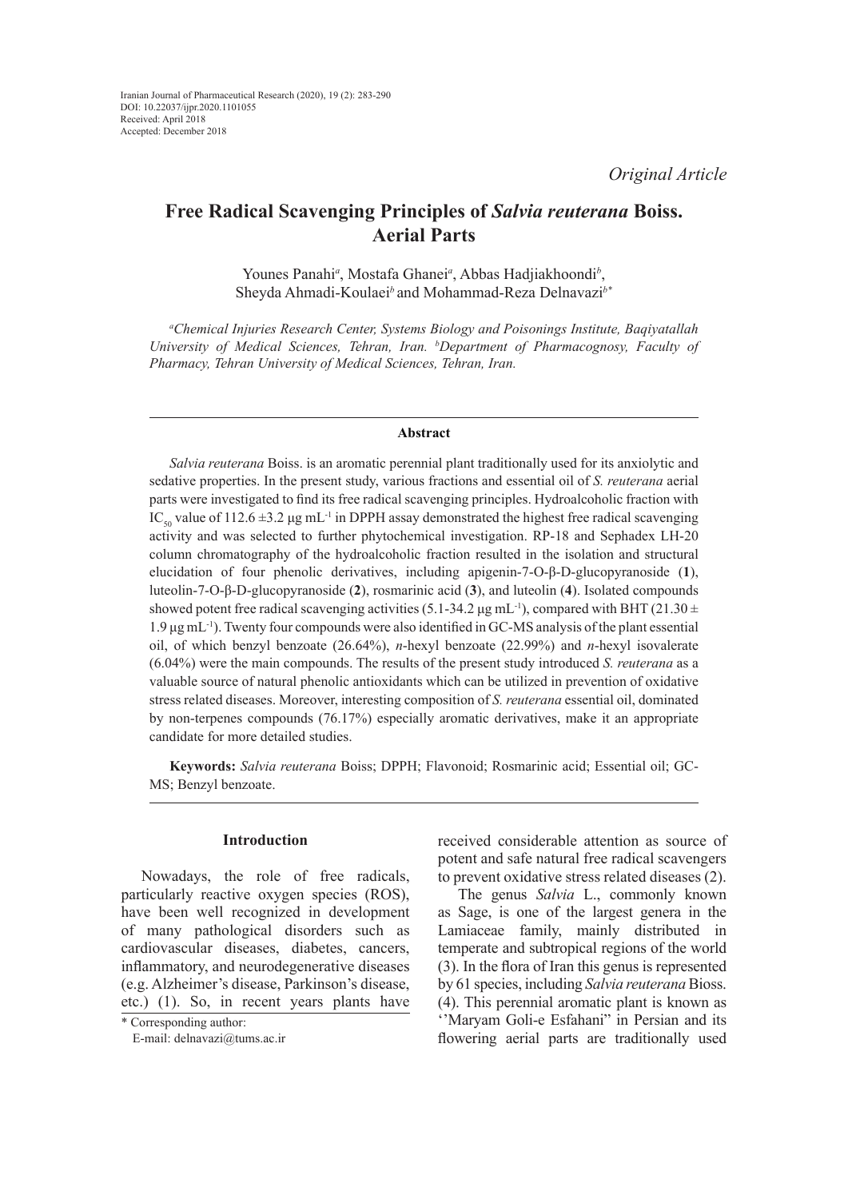Iranian Journal of Pharmaceutical Research (2020), 19 (2): 283-290
DOI: 10.22037/ijpr.2020.1101055
Received: April 2018
Accepted: December 2018

*Original Article*

# Free Radical Scavenging Principles of *Salvia reuterana* Boiss. Aerial Parts

Younes Panahi[a], Mostafa Ghanei[a], Abbas Hadjiakhoondi[b], Sheyda Ahmadi-Koulaei[b] and Mohammad-Reza Delnavazi[b*]

[a]*Chemical Injuries Research Center, Systems Biology and Poisonings Institute, Baqiyatallah University of Medical Sciences, Tehran, Iran.* [b]*Department of Pharmacognosy, Faculty of Pharmacy, Tehran University of Medical Sciences, Tehran, Iran.*

## Abstract

*Salvia reuterana* Boiss. is an aromatic perennial plant traditionally used for its anxiolytic and sedative properties. In the present study, various fractions and essential oil of *S. reuterana* aerial parts were investigated to find its free radical scavenging principles. Hydroalcoholic fraction with $IC_{50}$ value of 112.6 ±3.2 µg $mL^{-1}$ in DPPH assay demonstrated the highest free radical scavenging activity and was selected to further phytochemical investigation. RP-18 and Sephadex LH-20 column chromatography of the hydroalcoholic fraction resulted in the isolation and structural elucidation of four phenolic derivatives, including apigenin-7-O-β-D-glucopyranoside (**1**), luteolin-7-O-β-D-glucopyranoside (**2**), rosmarinic acid (**3**), and luteolin (**4**). Isolated compounds showed potent free radical scavenging activities (5.1-34.2 µg $mL^{-1}$), compared with BHT (21.30 ± 1.9 µg $mL^{-1}$). Twenty four compounds were also identified in GC-MS analysis of the plant essential oil, of which benzyl benzoate (26.64%), *n*-hexyl benzoate (22.99%) and *n*-hexyl isovalerate (6.04%) were the main compounds. The results of the present study introduced *S. reuterana* as a valuable source of natural phenolic antioxidants which can be utilized in prevention of oxidative stress related diseases. Moreover, interesting composition of *S. reuterana* essential oil, dominated by non-terpenes compounds (76.17%) especially aromatic derivatives, make it an appropriate candidate for more detailed studies.

**Keywords:** *Salvia reuterana* Boiss; DPPH; Flavonoid; Rosmarinic acid; Essential oil; GC-MS; Benzyl benzoate.

## Introduction

Nowadays, the role of free radicals, particularly reactive oxygen species (ROS), have been well recognized in development of many pathological disorders such as cardiovascular diseases, diabetes, cancers, inflammatory, and neurodegenerative diseases (e.g. Alzheimer's disease, Parkinson's disease, etc.) (1). So, in recent years plants have received considerable attention as source of potent and safe natural free radical scavengers to prevent oxidative stress related diseases (2).

The genus *Salvia* L., commonly known as Sage, is one of the largest genera in the Lamiaceae family, mainly distributed in temperate and subtropical regions of the world (3). In the flora of Iran this genus is represented by 61 species, including *Salvia reuterana* Boiss. (4). This perennial aromatic plant is known as ''Maryam Goli-e Esfahani" in Persian and its flowering aerial parts are traditionally used

\* Corresponding author:
E-mail: delnavazi@tums.ac.ir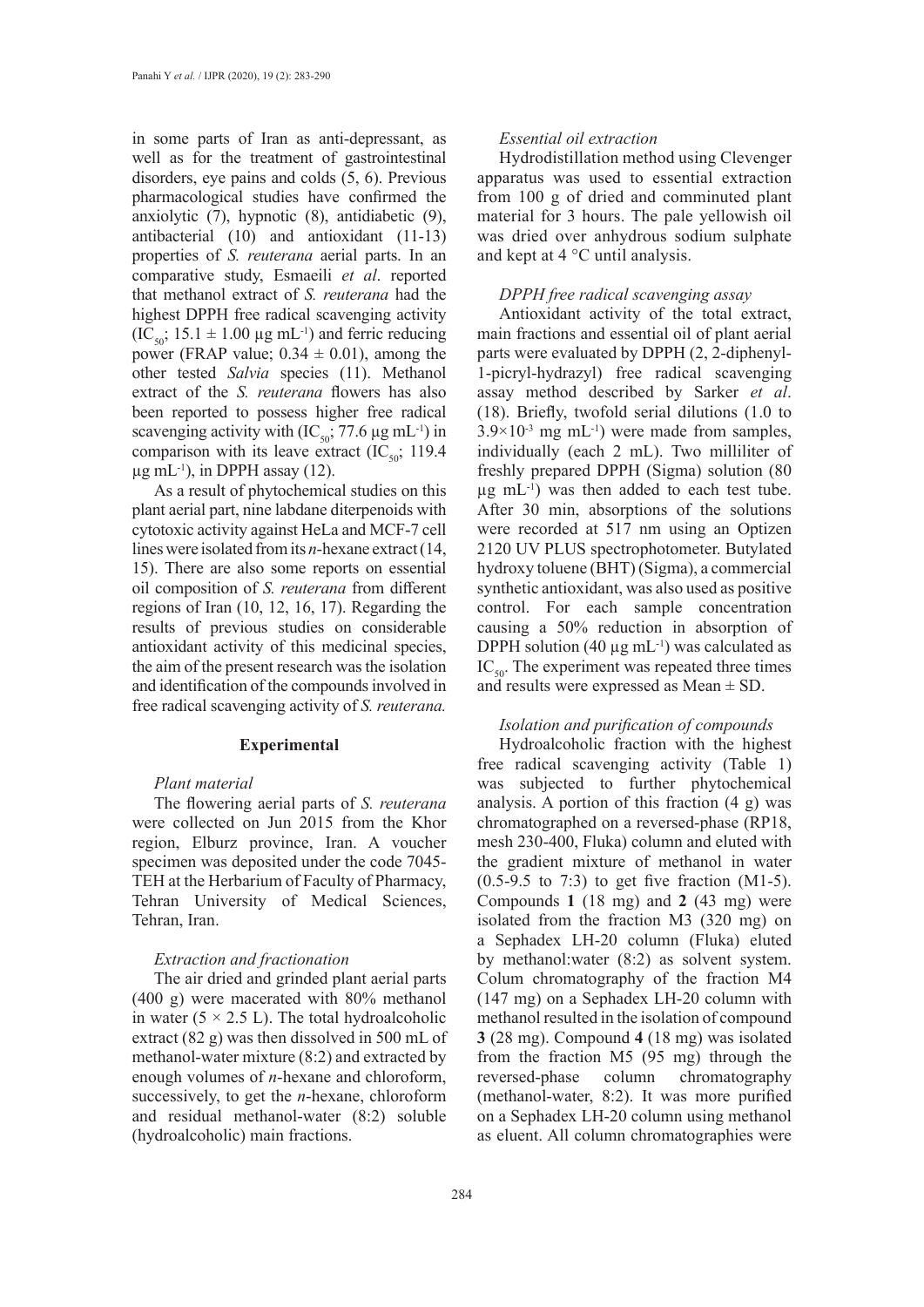in some parts of Iran as anti-depressant, as well as for the treatment of gastrointestinal disorders, eye pains and colds (5, 6). Previous pharmacological studies have confirmed the anxiolytic (7), hypnotic (8), antidiabetic (9), antibacterial (10) and antioxidant (11-13) properties of *S. reuterana* aerial parts. In an comparative study, Esmaeili *et al*. reported that methanol extract of *S. reuterana* had the highest DPPH free radical scavenging activity ($IC_{50}$; 15.1 ± 1.00 µg $mL^{-1}$) and ferric reducing power (FRAP value; 0.34 ± 0.01), among the other tested *Salvia* species (11). Methanol extract of the *S. reuterana* flowers has also been reported to possess higher free radical scavenging activity with ($IC_{50}$; 77.6 µg $mL^{-1}$) in comparison with its leave extract ($IC_{50}$; 119.4 µg $mL^{-1}$), in DPPH assay (12).

As a result of phytochemical studies on this plant aerial part, nine labdane diterpenoids with cytotoxic activity against HeLa and MCF-7 cell lines were isolated from its *n*-hexane extract (14, 15). There are also some reports on essential oil composition of *S. reuterana* from different regions of Iran (10, 12, 16, 17). Regarding the results of previous studies on considerable antioxidant activity of this medicinal species, the aim of the present research was the isolation and identification of the compounds involved in free radical scavenging activity of *S. reuterana.*

## Experimental

### *Plant material*

The flowering aerial parts of *S. reuterana* were collected on Jun 2015 from the Khor region, Elburz province, Iran. A voucher specimen was deposited under the code 7045-TEH at the Herbarium of Faculty of Pharmacy, Tehran University of Medical Sciences, Tehran, Iran.

### *Extraction and fractionation*

The air dried and grinded plant aerial parts (400 g) were macerated with 80% methanol in water (5 × 2.5 L). The total hydroalcoholic extract (82 g) was then dissolved in 500 mL of methanol-water mixture (8:2) and extracted by enough volumes of *n*-hexane and chloroform, successively, to get the *n*-hexane, chloroform and residual methanol-water (8:2) soluble (hydroalcoholic) main fractions.

### *Essential oil extraction*

Hydrodistillation method using Clevenger apparatus was used to essential extraction from 100 g of dried and comminuted plant material for 3 hours. The pale yellowish oil was dried over anhydrous sodium sulphate and kept at 4 °C until analysis.

### *DPPH free radical scavenging assay*

Antioxidant activity of the total extract, main fractions and essential oil of plant aerial parts were evaluated by DPPH (2, 2-diphenyl-1-picryl-hydrazyl) free radical scavenging assay method described by Sarker *et al*. (18). Briefly, twofold serial dilutions (1.0 to $3.9\times10^{-3}$ mg $mL^{-1}$) were made from samples, individually (each 2 mL). Two milliliter of freshly prepared DPPH (Sigma) solution (80 µg $mL^{-1}$) was then added to each test tube. After 30 min, absorptions of the solutions were recorded at 517 nm using an Optizen 2120 UV PLUS spectrophotometer. Butylated hydroxy toluene (BHT) (Sigma), a commercial synthetic antioxidant, was also used as positive control. For each sample concentration causing a 50% reduction in absorption of DPPH solution (40 µg $mL^{-1}$) was calculated as $IC_{50}$. The experiment was repeated three times and results were expressed as Mean ± SD.

### *Isolation and purification of compounds*

Hydroalcoholic fraction with the highest free radical scavenging activity (Table 1) was subjected to further phytochemical analysis. A portion of this fraction (4 g) was chromatographed on a reversed-phase (RP18, mesh 230-400, Fluka) column and eluted with the gradient mixture of methanol in water (0.5-9.5 to 7:3) to get five fraction (M1-5). Compounds **1** (18 mg) and **2** (43 mg) were isolated from the fraction M3 (320 mg) on a Sephadex LH-20 column (Fluka) eluted by methanol:water (8:2) as solvent system. Colum chromatography of the fraction M4 (147 mg) on a Sephadex LH-20 column with methanol resulted in the isolation of compound **3** (28 mg). Compound **4** (18 mg) was isolated from the fraction M5 (95 mg) through the reversed-phase column chromatography (methanol-water, 8:2). It was more purified on a Sephadex LH-20 column using methanol as eluent. All column chromatographies were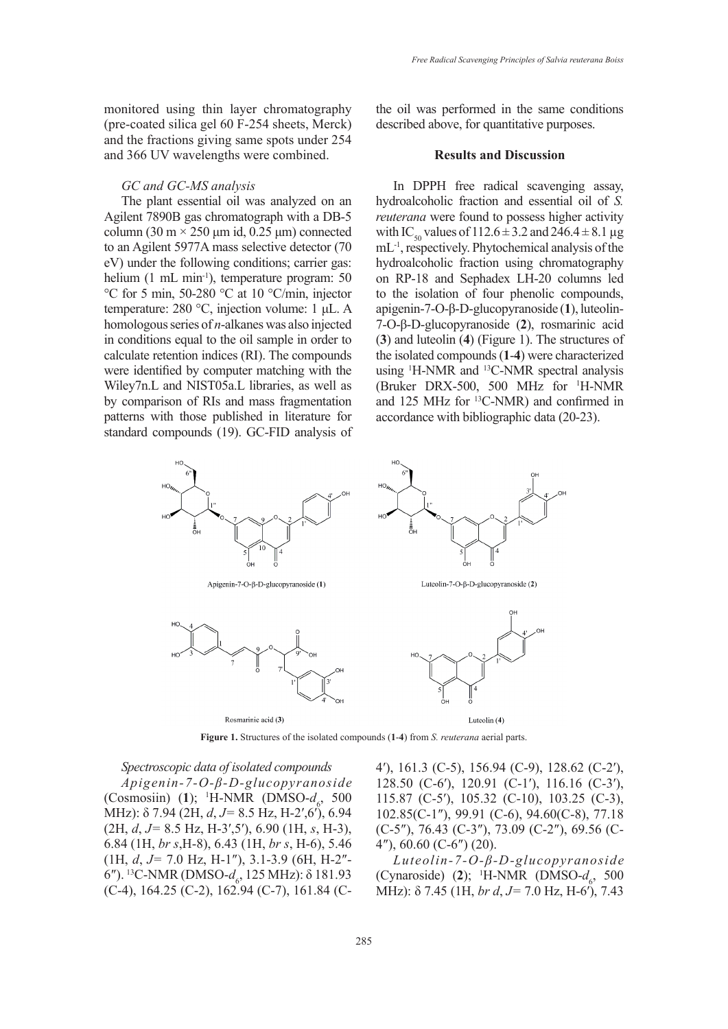monitored using thin layer chromatography (pre-coated silica gel 60 F-254 sheets, Merck) and the fractions giving same spots under 254 and 366 UV wavelengths were combined.

*GC and GC-MS analysis*

The plant essential oil was analyzed on an Agilent 7890B gas chromatograph with a DB-5 column (30 m × 250 μm id, 0.25 μm) connected to an Agilent 5977A mass selective detector (70 eV) under the following conditions; carrier gas: helium (1 mL $min^{-1}$), temperature program: 50 °C for 5 min, 50-280 °C at 10 °C/min, injector temperature: 280 °C, injection volume: 1 μL. A homologous series of *n*-alkanes was also injected in conditions equal to the oil sample in order to calculate retention indices (RI). The compounds were identified by computer matching with the Wiley7n.L and NIST05a.L libraries, as well as by comparison of RIs and mass fragmentation patterns with those published in literature for standard compounds (19). GC-FID analysis of the oil was performed in the same conditions described above, for quantitative purposes.

## Results and Discussion

In DPPH free radical scavenging assay, hydroalcoholic fraction and essential oil of *S. reuterana* were found to possess higher activity with $IC_{50}$ values of 112.6 ± 3.2 and 246.4 ± 8.1 μg $mL^{-1}$, respectively. Phytochemical analysis of the hydroalcoholic fraction using chromatography on RP-18 and Sephadex LH-20 columns led to the isolation of four phenolic compounds, apigenin-7-O-β-D-glucopyranoside (**1**), luteolin-7-O-β-D-glucopyranoside (**2**), rosmarinic acid (**3**) and luteolin (**4**) (Figure 1). The structures of the isolated compounds (**1**-**4**) were characterized using $^{1}$H-NMR and $^{13}$C-NMR spectral analysis (Bruker DRX-500, 500 MHz for $^{1}$H-NMR and 125 MHz for $^{13}$C-NMR) and confirmed in accordance with bibliographic data (20-23).

**Figure 1.** Structures of the isolated compounds (**1**-**4**) from *S. reuterana* aerial parts.

*Spectroscopic data of isolated compounds*

*Apigenin-7-O-β-D-glucopyranoside* (Cosmosiin) (**1**); $^{1}$H-NMR (DMSO-$d_6$, 500 MHz): δ 7.94 (2H, *d*, *J*= 8.5 Hz, H-2′,6′), 6.94 (2H, *d*, *J*= 8.5 Hz, H-3′,5′), 6.90 (1H, *s*, H-3), 6.84 (1H, *br s*, H-8), 6.43 (1H, *br s*, H-6), 5.46 (1H, *d*, *J*= 7.0 Hz, H-1″), 3.1-3.9 (6H, H-2″-6″). $^{13}$C-NMR (DMSO-$d_6$, 125 MHz): δ 181.93 (C-4), 164.25 (C-2), 162.94 (C-7), 161.84 (C-4′), 161.3 (C-5), 156.94 (C-9), 128.62 (C-2′), 128.50 (C-6′), 120.91 (C-1′), 116.16 (C-3′), 115.87 (C-5′), 105.32 (C-10), 103.25 (C-3), 102.85(C-1″), 99.91 (C-6), 94.60(C-8), 77.18 (C-5″), 76.43 (C-3″), 73.09 (C-2″), 69.56 (C-4″), 60.60 (C-6″) (20).

*Luteolin-7-O-β-D-glucopyranoside* (Cynaroside) (**2**); $^{1}$H-NMR (DMSO-$d_6$, 500 MHz): δ 7.45 (1H, *br d*, *J*= 7.0 Hz, H-6′), 7.43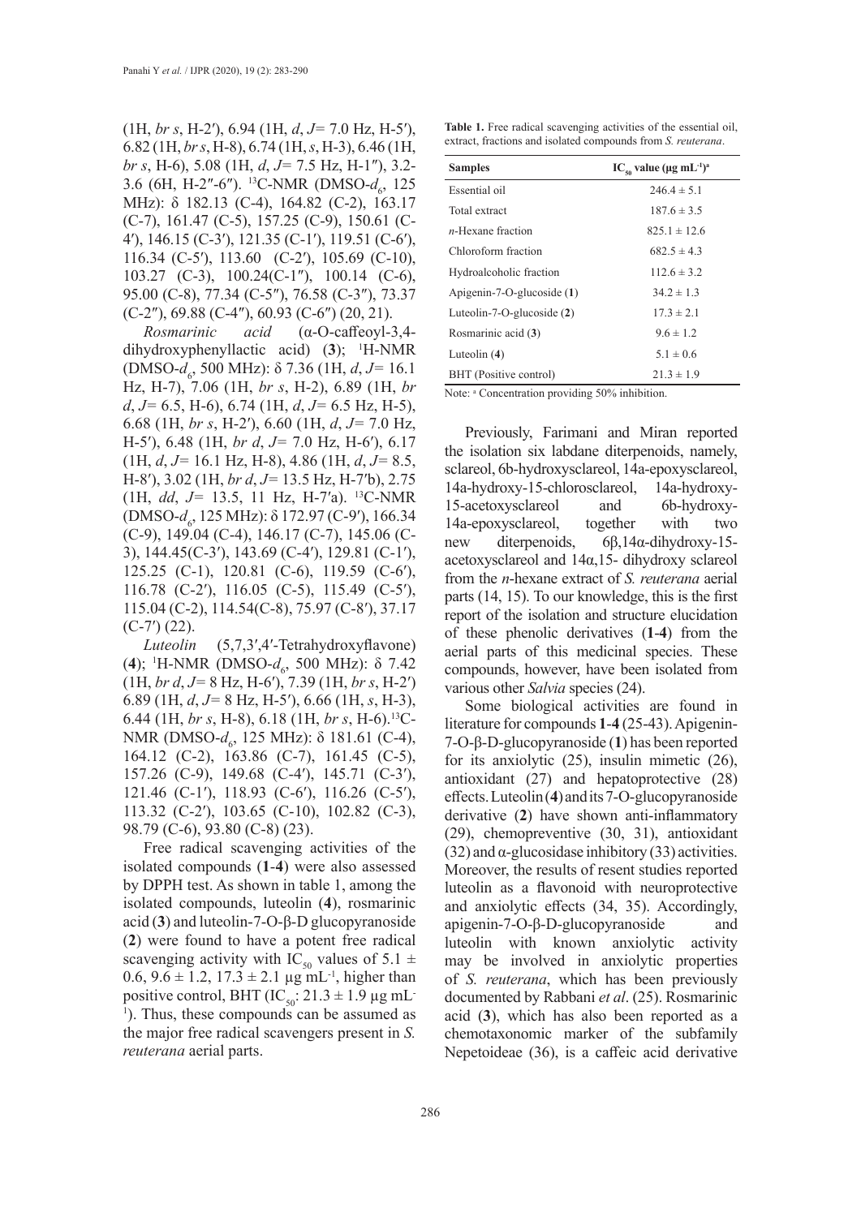(1H, *br s*, H-2′), 6.94 (1H, *d*, *J*= 7.0 Hz, H-5′), 6.82 (1H, *br s*, H-8), 6.74 (1H, *s*, H-3), 6.46 (1H, *br s*, H-6), 5.08 (1H, *d*, *J*= 7.5 Hz, H-1″), 3.2-3.6 (6H, H-2″-6″). [13]C-NMR (DMSO-$d_6$, 125 MHz): δ 182.13 (C-4), 164.82 (C-2), 163.17 (C-7), 161.47 (C-5), 157.25 (C-9), 150.61 (C-4′), 146.15 (C-3′), 121.35 (C-1′), 119.51 (C-6′), 116.34 (C-5′), 113.60 (C-2′), 105.69 (C-10), 103.27 (C-3), 100.24(C-1″), 100.14 (C-6), 95.00 (C-8), 77.34 (C-5″), 76.58 (C-3″), 73.37 (C-2″), 69.88 (C-4″), 60.93 (C-6″) (20, 21).

*Rosmarinic acid* (α-O-caffeoyl-3,4-dihydroxyphenyllactic acid) (**3**); [1]H-NMR (DMSO-$d_6$, 500 MHz): δ 7.36 (1H, *d*, *J*= 16.1 Hz, H-7), 7.06 (1H, *br s*, H-2), 6.89 (1H, *br d*, *J*= 6.5, H-6), 6.74 (1H, *d*, *J*= 6.5 Hz, H-5), 6.68 (1H, *br s*, H-2′), 6.60 (1H, *d*, *J*= 7.0 Hz, H-5′), 6.48 (1H, *br d*, *J*= 7.0 Hz, H-6′), 6.17 (1H, *d*, *J*= 16.1 Hz, H-8), 4.86 (1H, *d*, *J*= 8.5, H-8′), 3.02 (1H, *br d*, *J*= 13.5 Hz, H-7′b), 2.75 (1H, *dd*, *J*= 13.5, 11 Hz, H-7′a). [13]C-NMR (DMSO-$d_6$, 125 MHz): δ 172.97 (C-9′), 166.34 (C-9), 149.04 (C-4), 146.17 (C-7), 145.06 (C-3), 144.45(C-3′), 143.69 (C-4′), 129.81 (C-1′), 125.25 (C-1), 120.81 (C-6), 119.59 (C-6′), 116.78 (C-2′), 116.05 (C-5), 115.49 (C-5′), 115.04 (C-2), 114.54(C-8), 75.97 (C-8′), 37.17 (C-7′) (22).

*Luteolin* (5,7,3′,4′-Tetrahydroxyflavone) (**4**); [1]H-NMR (DMSO-$d_6$, 500 MHz): δ 7.42 (1H, *br d*, *J*= 8 Hz, H-6′), 7.39 (1H, *br s*, H-2′) 6.89 (1H, *d*, *J*= 8 Hz, H-5′), 6.66 (1H, *s*, H-3), 6.44 (1H, *br s*, H-8), 6.18 (1H, *br s*, H-6).[13]C-NMR (DMSO-$d_6$, 125 MHz): δ 181.61 (C-4), 164.12 (C-2), 163.86 (C-7), 161.45 (C-5), 157.26 (C-9), 149.68 (C-4′), 145.71 (C-3′), 121.46 (C-1′), 118.93 (C-6′), 116.26 (C-5′), 113.32 (C-2′), 103.65 (C-10), 102.82 (C-3), 98.79 (C-6), 93.80 (C-8) (23).

Free radical scavenging activities of the isolated compounds (**1**-**4**) were also assessed by DPPH test. As shown in table 1, among the isolated compounds, luteolin (**4**), rosmarinic acid (**3**) and luteolin-7-O-β-D glucopyranoside (**2**) were found to have a potent free radical scavenging activity with $IC_{50}$ values of 5.1 ± 0.6, 9.6 ± 1.2, 17.3 ± 2.1 μg $mL^{-1}$, higher than positive control, BHT ($IC_{50}$: 21.3 ± 1.9 μg $mL^{-1}$). Thus, these compounds can be assumed as the major free radical scavengers present in *S. reuterana* aerial parts.

**Table 1.** Free radical scavenging activities of the essential oil, extract, fractions and isolated compounds from *S. reuterana*.

| Samples | $IC_{50}$ value (μg $mL^{-1}$)[a] |
|---|---|
| Essential oil | 246.4 ± 5.1 |
| Total extract | 187.6 ± 3.5 |
| *n*-Hexane fraction | 825.1 ± 12.6 |
| Chloroform fraction | 682.5 ± 4.3 |
| Hydroalcoholic fraction | 112.6 ± 3.2 |
| Apigenin-7-O-glucoside (**1**) | 34.2 ± 1.3 |
| Luteolin-7-O-glucoside (**2**) | 17.3 ± 2.1 |
| Rosmarinic acid (**3**) | 9.6 ± 1.2 |
| Luteolin (**4**) | 5.1 ± 0.6 |
| BHT (Positive control) | 21.3 ± 1.9 |

Note: [a] Concentration providing 50% inhibition.

Previously, Farimani and Miran reported the isolation six labdane diterpenoids, namely, sclareol, 6b-hydroxysclareol, 14a-epoxysclareol, 14a-hydroxy-15-chlorosclareol, 14a-hydroxy-15-acetoxysclareol and 6b-hydroxy-14a-epoxysclareol, together with two new diterpenoids, 6β,14α-dihydroxy-15-acetoxysclareol and 14α,15- dihydroxy sclareol from the *n*-hexane extract of *S. reuterana* aerial parts (14, 15). To our knowledge, this is the first report of the isolation and structure elucidation of these phenolic derivatives (**1**-**4**) from the aerial parts of this medicinal species. These compounds, however, have been isolated from various other *Salvia* species (24).

Some biological activities are found in literature for compounds **1**-**4** (25-43). Apigenin-7-O-β-D-glucopyranoside (**1**) has been reported for its anxiolytic (25), insulin mimetic (26), antioxidant (27) and hepatoprotective (28) effects. Luteolin (**4**) and its 7-O-glucopyranoside derivative (**2**) have shown anti-inflammatory (29), chemopreventive (30, 31), antioxidant (32) and α-glucosidase inhibitory (33) activities. Moreover, the results of resent studies reported luteolin as a flavonoid with neuroprotective and anxiolytic effects (34, 35). Accordingly, apigenin-7-O-β-D-glucopyranoside and luteolin with known anxiolytic activity may be involved in anxiolytic properties of *S. reuterana*, which has been previously documented by Rabbani *et al*. (25). Rosmarinic acid (**3**), which has also been reported as a chemotaxonomic marker of the subfamily Nepetoideae (36), is a caffeic acid derivative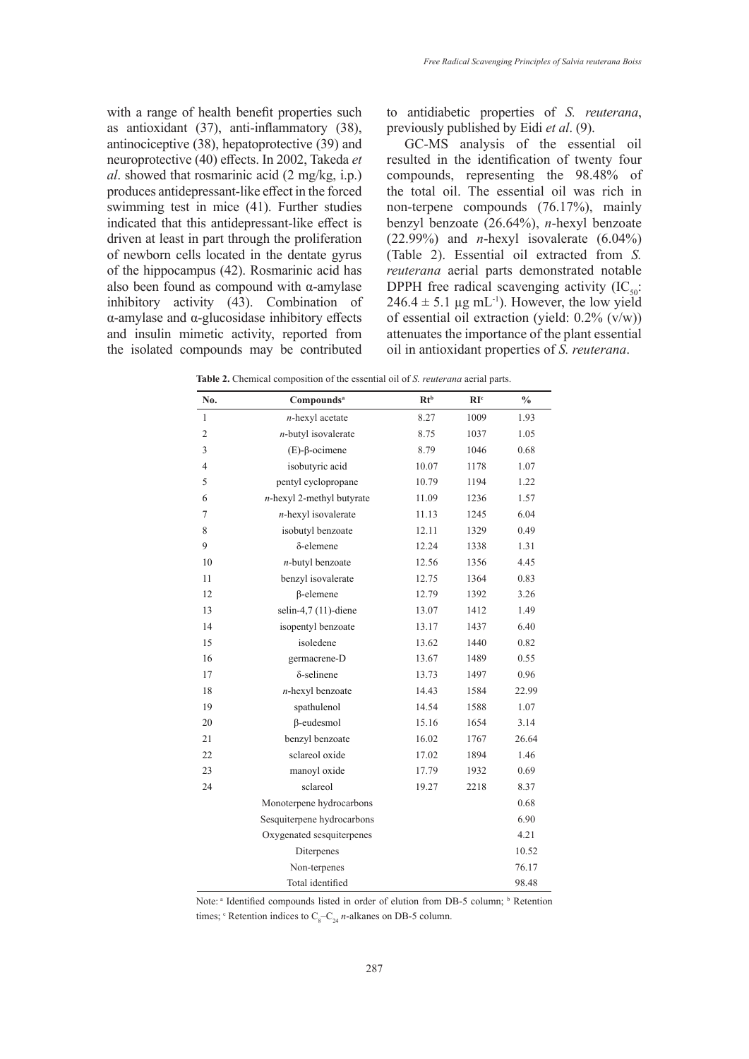with a range of health benefit properties such as antioxidant (37), anti-inflammatory (38), antinociceptive (38), hepatoprotective (39) and neuroprotective (40) effects. In 2002, Takeda *et al*. showed that rosmarinic acid (2 mg/kg, i.p.) produces antidepressant-like effect in the forced swimming test in mice (41). Further studies indicated that this antidepressant-like effect is driven at least in part through the proliferation of newborn cells located in the dentate gyrus of the hippocampus (42). Rosmarinic acid has also been found as compound with α-amylase inhibitory activity (43). Combination of α-amylase and α-glucosidase inhibitory effects and insulin mimetic activity, reported from the isolated compounds may be contributed to antidiabetic properties of *S. reuterana*, previously published by Eidi *et al*. (9).

GC-MS analysis of the essential oil resulted in the identification of twenty four compounds, representing the 98.48% of the total oil. The essential oil was rich in non-terpene compounds (76.17%), mainly benzyl benzoate (26.64%), *n*-hexyl benzoate (22.99%) and *n*-hexyl isovalerate (6.04%) (Table 2). Essential oil extracted from *S. reuterana* aerial parts demonstrated notable DPPH free radical scavenging activity ($IC_{50}$: 246.4 ± 5.1 µg $mL^{-1}$). However, the low yield of essential oil extraction (yield: 0.2% (v/w)) attenuates the importance of the plant essential oil in antioxidant properties of *S. reuterana*.

**Table 2.** Chemical composition of the essential oil of *S. reuterana* aerial parts.

| No. | Compounds[a] | Rt[b] | RI[c] | % |
|---|---|---|---|---|
| 1 | *n*-hexyl acetate | 8.27 | 1009 | 1.93 |
| 2 | *n*-butyl isovalerate | 8.75 | 1037 | 1.05 |
| 3 | (E)-β-ocimene | 8.79 | 1046 | 0.68 |
| 4 | isobutyric acid | 10.07 | 1178 | 1.07 |
| 5 | pentyl cyclopropane | 10.79 | 1194 | 1.22 |
| 6 | *n*-hexyl 2-methyl butyrate | 11.09 | 1236 | 1.57 |
| 7 | *n*-hexyl isovalerate | 11.13 | 1245 | 6.04 |
| 8 | isobutyl benzoate | 12.11 | 1329 | 0.49 |
| 9 | δ-elemene | 12.24 | 1338 | 1.31 |
| 10 | *n*-butyl benzoate | 12.56 | 1356 | 4.45 |
| 11 | benzyl isovalerate | 12.75 | 1364 | 0.83 |
| 12 | β-elemene | 12.79 | 1392 | 3.26 |
| 13 | selin-4,7 (11)-diene | 13.07 | 1412 | 1.49 |
| 14 | isopentyl benzoate | 13.17 | 1437 | 6.40 |
| 15 | isoledene | 13.62 | 1440 | 0.82 |
| 16 | germacrene-D | 13.67 | 1489 | 0.55 |
| 17 | δ-selinene | 13.73 | 1497 | 0.96 |
| 18 | *n*-hexyl benzoate | 14.43 | 1584 | 22.99 |
| 19 | spathulenol | 14.54 | 1588 | 1.07 |
| 20 | β-eudesmol | 15.16 | 1654 | 3.14 |
| 21 | benzyl benzoate | 16.02 | 1767 | 26.64 |
| 22 | sclareol oxide | 17.02 | 1894 | 1.46 |
| 23 | manoyl oxide | 17.79 | 1932 | 0.69 |
| 24 | sclareol | 19.27 | 2218 | 8.37 |
| | Monoterpene hydrocarbons | | | 0.68 |
| | Sesquiterpene hydrocarbons | | | 6.90 |
| | Oxygenated sesquiterpenes | | | 4.21 |
| | Diterpenes | | | 10.52 |
| | Non-terpenes | | | 76.17 |
| | Total identified | | | 98.48 |

Note: [a] Identified compounds listed in order of elution from DB-5 column; [b] Retention times; [c] Retention indices to $C_8$–$C_{24}$ *n*-alkanes on DB-5 column.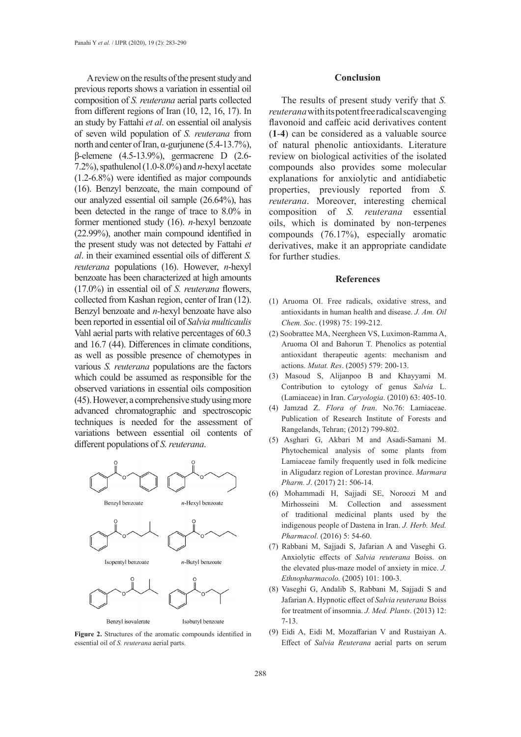A review on the results of the present study and previous reports shows a variation in essential oil composition of *S. reuterana* aerial parts collected from different regions of Iran (10, 12, 16, 17). In an study by Fattahi *et al*. on essential oil analysis of seven wild population of *S. reuterana* from north and center of Iran, α-gurjunene (5.4-13.7%), β-elemene (4.5-13.9%), germacrene D (2.6-7.2%), spathulenol (1.0-8.0%) and *n*-hexyl acetate (1.2-6.8%) were identified as major compounds (16). Benzyl benzoate, the main compound of our analyzed essential oil sample (26.64%), has been detected in the range of trace to 8.0% in former mentioned study (16). *n*-hexyl benzoate (22.99%), another main compound identified in the present study was not detected by Fattahi *et al*. in their examined essential oils of different *S. reuterana* populations (16). However, *n*-hexyl benzoate has been characterized at high amounts (17.0%) in essential oil of *S. reuterana* flowers, collected from Kashan region, center of Iran (12). Benzyl benzoate and *n*-hexyl benzoate have also been reported in essential oil of *Salvia multicaulis* Vahl aerial parts with relative percentages of 60.3 and 16.7 (44). Differences in climate conditions, as well as possible presence of chemotypes in various *S. reuterana* populations are the factors which could be assumed as responsible for the observed variations in essential oils composition (45). However, a comprehensive study using more advanced chromatographic and spectroscopic techniques is needed for the assessment of variations between essential oil contents of different populations of *S. reuterana*.

Benzyl benzoate, *n*-Hexyl benzoate, Isopentyl benzoate, *n*-Butyl benzoate, Benzyl isovalerate, Isobutyl benzoate

**Figure 2.** Structures of the aromatic compounds identified in essential oil of *S. reuterana* aerial parts.

## Conclusion

The results of present study verify that *S. reuterana* with its potent free radical scavenging flavonoid and caffeic acid derivatives content (**1**-**4**) can be considered as a valuable source of natural phenolic antioxidants. Literature review on biological activities of the isolated compounds also provides some molecular explanations for anxiolytic and antidiabetic properties, previously reported from *S. reuterana*. Moreover, interesting chemical composition of *S. reuterana* essential oils, which is dominated by non-terpenes compounds (76.17%), especially aromatic derivatives, make it an appropriate candidate for further studies.

## References

(1) Aruoma OI. Free radicals, oxidative stress, and antioxidants in human health and disease. *J. Am. Oil Chem. Soc*. (1998) 75: 199-212.

(2) Soobrattee MA, Neergheen VS, Luximon-Ramma A, Aruoma OI and Bahorun T. Phenolics as potential antioxidant therapeutic agents: mechanism and actions. *Mutat. Res*. (2005) 579: 200-13.

(3) Masoud S, Alijanpoo B and Khayyami M. Contribution to cytology of genus *Salvia* L. (Lamiaceae) in Iran. *Caryologia*. (2010) 63: 405-10.

(4) Jamzad Z. *Flora of Iran*. No.76: Lamiaceae. Publication of Research Institute of Forests and Rangelands, Tehran; (2012) 799-802.

(5) Asghari G, Akbari M and Asadi-Samani M. Phytochemical analysis of some plants from Lamiaceae family frequently used in folk medicine in Aligudarz region of Lorestan province. *Marmara Pharm. J*. (2017) 21: 506-14.

(6) Mohammadi H, Sajjadi SE, Noroozi M and Mirhosseini M. Collection and assessment of traditional medicinal plants used by the indigenous people of Dastena in Iran. *J. Herb. Med. Pharmacol*. (2016) 5: 54-60.

(7) Rabbani M, Sajjadi S, Jafarian A and Vaseghi G. Anxiolytic effects of *Salvia reuterana* Boiss. on the elevated plus-maze model of anxiety in mice. *J. Ethnopharmacolo.* (2005) 101: 100-3.

(8) Vaseghi G, Andalib S, Rabbani M, Sajjadi S and Jafarian A. Hypnotic effect of *Salvia reuterana* Boiss for treatment of insomnia. *J. Med. Plants*. (2013) 12: 7-13.

(9) Eidi A, Eidi M, Mozaffarian V and Rustaiyan A. Effect of *Salvia Reuterana* aerial parts on serum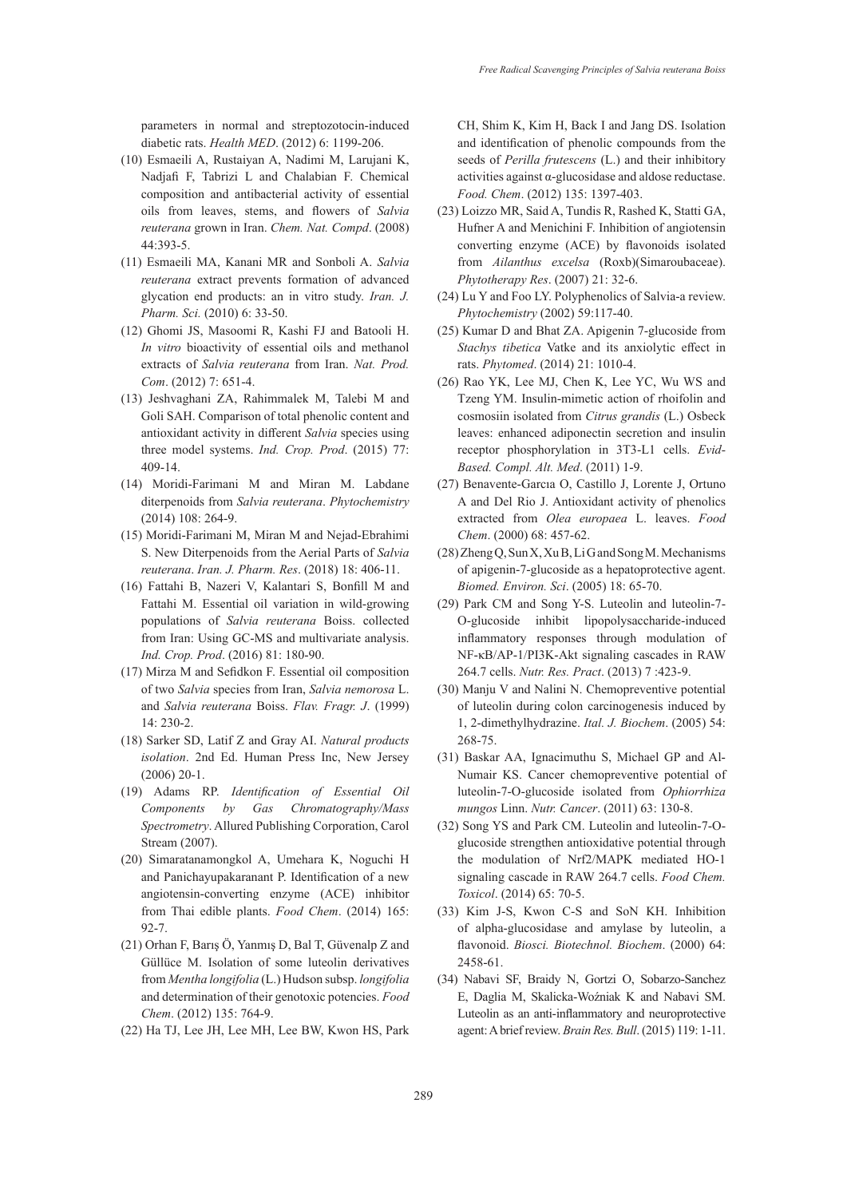parameters in normal and streptozotocin-induced diabetic rats. *Health MED*. (2012) 6: 1199-206.

(10) Esmaeili A, Rustaiyan A, Nadimi M, Larujani K, Nadjafi F, Tabrizi L and Chalabian F. Chemical composition and antibacterial activity of essential oils from leaves, stems, and flowers of *Salvia reuterana* grown in Iran. *Chem. Nat. Compd*. (2008) 44:393-5.

(11) Esmaeili MA, Kanani MR and Sonboli A. *Salvia reuterana* extract prevents formation of advanced glycation end products: an in vitro study. *Iran. J. Pharm. Sci.* (2010) 6: 33-50.

(12) Ghomi JS, Masoomi R, Kashi FJ and Batooli H. *In vitro* bioactivity of essential oils and methanol extracts of *Salvia reuterana* from Iran. *Nat. Prod. Com*. (2012) 7: 651-4.

(13) Jeshvaghani ZA, Rahimmalek M, Talebi M and Goli SAH. Comparison of total phenolic content and antioxidant activity in different *Salvia* species using three model systems. *Ind. Crop. Prod*. (2015) 77: 409-14.

(14) Moridi-Farimani M and Miran M. Labdane diterpenoids from *Salvia reuterana*. *Phytochemistry* (2014) 108: 264-9.

(15) Moridi-Farimani M, Miran M and Nejad-Ebrahimi S. New Diterpenoids from the Aerial Parts of *Salvia reuterana*. *Iran. J. Pharm. Res*. (2018) 18: 406-11.

(16) Fattahi B, Nazeri V, Kalantari S, Bonfill M and Fattahi M. Essential oil variation in wild-growing populations of *Salvia reuterana* Boiss. collected from Iran: Using GC-MS and multivariate analysis. *Ind. Crop. Prod*. (2016) 81: 180-90.

(17) Mirza M and Sefidkon F. Essential oil composition of two *Salvia* species from Iran, *Salvia nemorosa* L. and *Salvia reuterana* Boiss. *Flav. Fragr. J*. (1999) 14: 230-2.

(18) Sarker SD, Latif Z and Gray AI. *Natural products isolation*. 2nd Ed. Human Press Inc, New Jersey (2006) 20-1.

(19) Adams RP. *Identification of Essential Oil Components by Gas Chromatography/Mass Spectrometry*. Allured Publishing Corporation, Carol Stream (2007).

(20) Simaratanamongkol A, Umehara K, Noguchi H and Panichayupakaranant P. Identification of a new angiotensin-converting enzyme (ACE) inhibitor from Thai edible plants. *Food Chem*. (2014) 165: 92-7.

(21) Orhan F, Barış Ö, Yanmış D, Bal T, Güvenalp Z and Güllüce M. Isolation of some luteolin derivatives from *Mentha longifolia* (L.) Hudson subsp. *longifolia* and determination of their genotoxic potencies. *Food Chem*. (2012) 135: 764-9.

(22) Ha TJ, Lee JH, Lee MH, Lee BW, Kwon HS, Park CH, Shim K, Kim H, Back I and Jang DS. Isolation and identification of phenolic compounds from the seeds of *Perilla frutescens* (L.) and their inhibitory activities against α-glucosidase and aldose reductase. *Food. Chem*. (2012) 135: 1397-403.

(23) Loizzo MR, Said A, Tundis R, Rashed K, Statti GA, Hufner A and Menichini F. Inhibition of angiotensin converting enzyme (ACE) by flavonoids isolated from *Ailanthus excelsa* (Roxb)(Simaroubaceae). *Phytotherapy Res*. (2007) 21: 32-6.

(24) Lu Y and Foo LY. Polyphenolics of Salvia-a review. *Phytochemistry* (2002) 59:117-40.

(25) Kumar D and Bhat ZA. Apigenin 7-glucoside from *Stachys tibetica* Vatke and its anxiolytic effect in rats. *Phytomed*. (2014) 21: 1010-4.

(26) Rao YK, Lee MJ, Chen K, Lee YC, Wu WS and Tzeng YM. Insulin-mimetic action of rhoifolin and cosmosiin isolated from *Citrus grandis* (L.) Osbeck leaves: enhanced adiponectin secretion and insulin receptor phosphorylation in 3T3-L1 cells. *Evid-Based. Compl. Alt. Med*. (2011) 1-9.

(27) Benavente-Garcıa O, Castillo J, Lorente J, Ortuno A and Del Rio J. Antioxidant activity of phenolics extracted from *Olea europaea* L. leaves. *Food Chem*. (2000) 68: 457-62.

(28) Zheng Q, Sun X, Xu B, Li G and Song M. Mechanisms of apigenin-7-glucoside as a hepatoprotective agent. *Biomed. Environ. Sci*. (2005) 18: 65-70.

(29) Park CM and Song Y-S. Luteolin and luteolin-7-O-glucoside inhibit lipopolysaccharide-induced inflammatory responses through modulation of NF-κB/AP-1/PI3K-Akt signaling cascades in RAW 264.7 cells. *Nutr. Res. Pract*. (2013) 7 :423-9.

(30) Manju V and Nalini N. Chemopreventive potential of luteolin during colon carcinogenesis induced by 1, 2-dimethylhydrazine. *Ital. J. Biochem*. (2005) 54: 268-75.

(31) Baskar AA, Ignacimuthu S, Michael GP and Al-Numair KS. Cancer chemopreventive potential of luteolin-7-O-glucoside isolated from *Ophiorrhiza mungos* Linn. *Nutr. Cancer*. (2011) 63: 130-8.

(32) Song YS and Park CM. Luteolin and luteolin-7-O-glucoside strengthen antioxidative potential through the modulation of Nrf2/MAPK mediated HO-1 signaling cascade in RAW 264.7 cells. *Food Chem. Toxicol*. (2014) 65: 70-5.

(33) Kim J-S, Kwon C-S and SoN KH. Inhibition of alpha-glucosidase and amylase by luteolin, a flavonoid. *Biosci. Biotechnol. Biochem*. (2000) 64: 2458-61.

(34) Nabavi SF, Braidy N, Gortzi O, Sobarzo-Sanchez E, Daglia M, Skalicka-Woźniak K and Nabavi SM. Luteolin as an anti-inflammatory and neuroprotective agent: A brief review. *Brain Res. Bull*. (2015) 119: 1-11.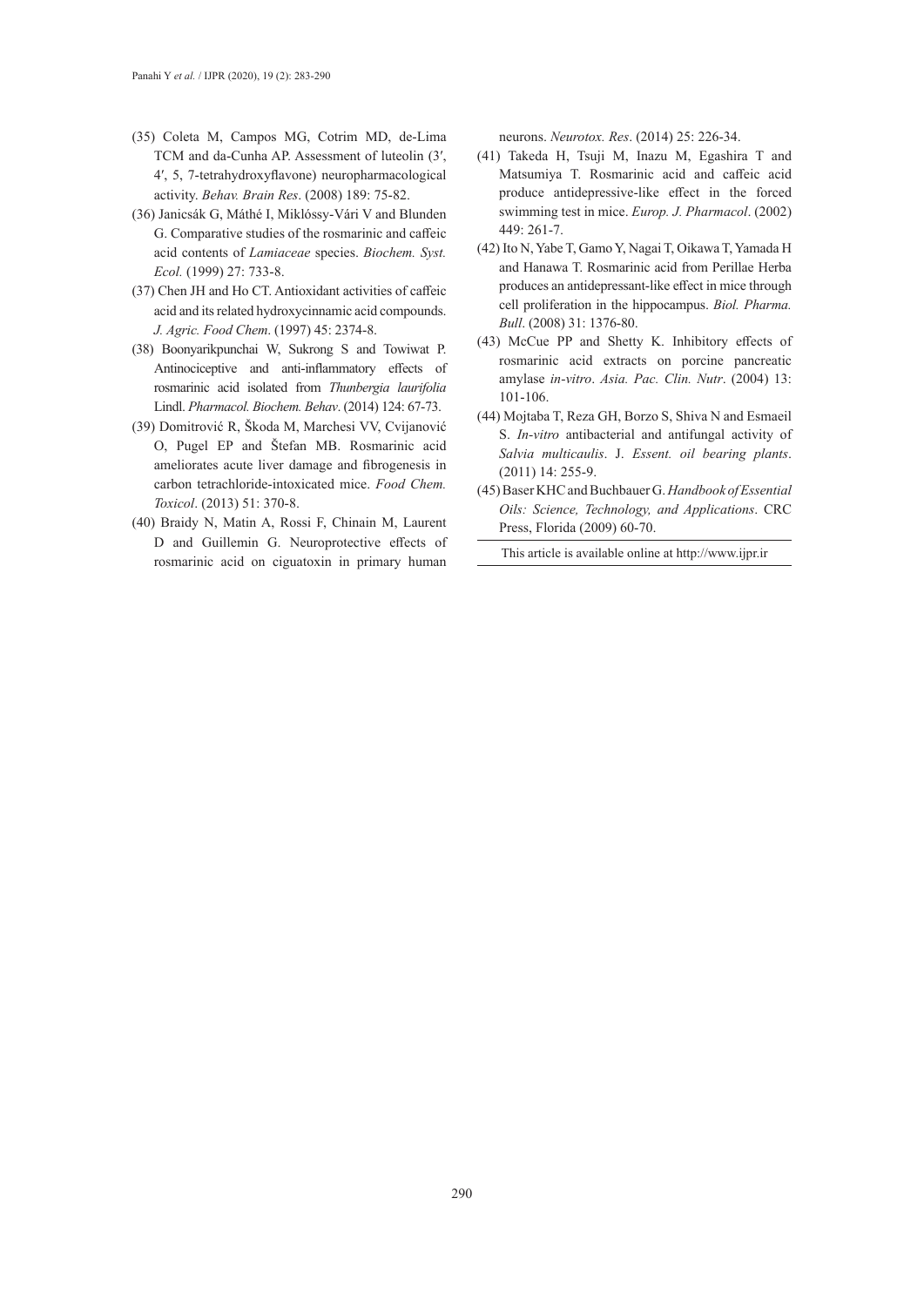(35) Coleta M, Campos MG, Cotrim MD, de-Lima TCM and da-Cunha AP. Assessment of luteolin (3′, 4′, 5, 7-tetrahydroxyflavone) neuropharmacological activity. *Behav. Brain Res*. (2008) 189: 75-82.

(36) Janicsák G, Máthé I, Miklóssy-Vári V and Blunden G. Comparative studies of the rosmarinic and caffeic acid contents of *Lamiaceae* species. *Biochem. Syst. Ecol.* (1999) 27: 733-8.

(37) Chen JH and Ho CT. Antioxidant activities of caffeic acid and its related hydroxycinnamic acid compounds. *J. Agric. Food Chem*. (1997) 45: 2374-8.

(38) Boonyarikpunchai W, Sukrong S and Towiwat P. Antinociceptive and anti-inflammatory effects of rosmarinic acid isolated from *Thunbergia laurifolia* Lindl. *Pharmacol. Biochem. Behav*. (2014) 124: 67-73.

(39) Domitrović R, Škoda M, Marchesi VV, Cvijanović O, Pugel EP and Štefan MB. Rosmarinic acid ameliorates acute liver damage and fibrogenesis in carbon tetrachloride-intoxicated mice. *Food Chem. Toxicol*. (2013) 51: 370-8.

(40) Braidy N, Matin A, Rossi F, Chinain M, Laurent D and Guillemin G. Neuroprotective effects of rosmarinic acid on ciguatoxin in primary human neurons. *Neurotox. Res*. (2014) 25: 226-34.

(41) Takeda H, Tsuji M, Inazu M, Egashira T and Matsumiya T. Rosmarinic acid and caffeic acid produce antidepressive-like effect in the forced swimming test in mice. *Europ. J. Pharmacol*. (2002) 449: 261-7.

(42) Ito N, Yabe T, Gamo Y, Nagai T, Oikawa T, Yamada H and Hanawa T. Rosmarinic acid from Perillae Herba produces an antidepressant-like effect in mice through cell proliferation in the hippocampus. *Biol. Pharma. Bull*. (2008) 31: 1376-80.

(43) McCue PP and Shetty K. Inhibitory effects of rosmarinic acid extracts on porcine pancreatic amylase *in-vitro*. *Asia. Pac. Clin. Nutr*. (2004) 13: 101-106.

(44) Mojtaba T, Reza GH, Borzo S, Shiva N and Esmaeil S. *In-vitro* antibacterial and antifungal activity of *Salvia multicaulis*. J. *Essent. oil bearing plants*. (2011) 14: 255-9.

(45) Baser KHC and Buchbauer G. *Handbook of Essential Oils: Science, Technology, and Applications*. CRC Press, Florida (2009) 60-70.

This article is available online at http://www.ijpr.ir